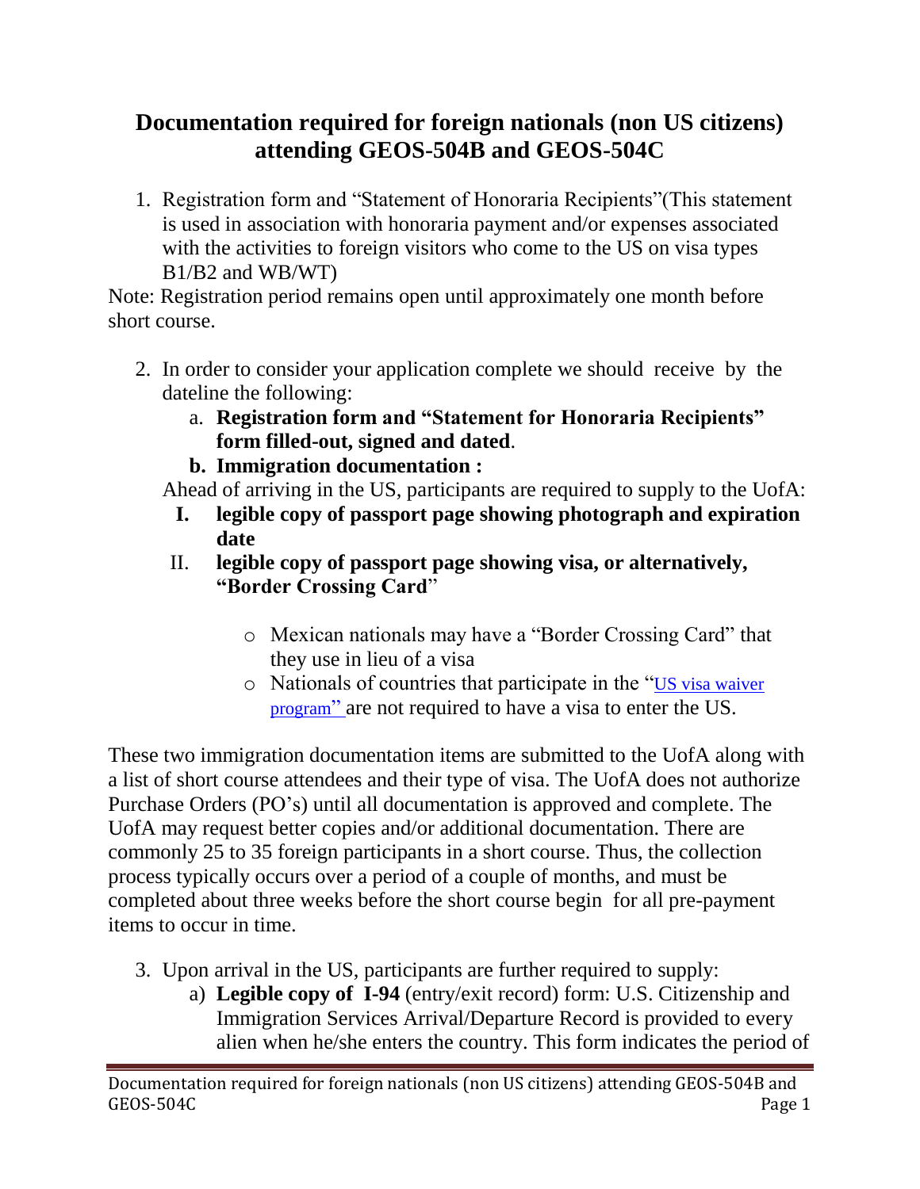# Documentation required for foreign nationals (non US citizens) attending GEOS-504B and GEOS-504C

1. Registration form and "Statement of Honoraria Recipients"(This statement is used in association with honoraria payment and/or expenses associated with the activities to foreign visitors who come to the US on visa types B1/B2 and WB/WT)

Note: Registration period remains open until approximately one month before short course.

2. In order to consider your application complete we should receive by the dateline the following:
   a. **Registration form and "Statement for Honoraria Recipients" form filled-out, signed and dated**.
   b. **Immigration documentation :**

   Ahead of arriving in the US, participants are required to supply to the UofA:

   I. **legible copy of passport page showing photograph and expiration date**

   II. **legible copy of passport page showing visa, or alternatively, "Border Crossing Card"**

   - Mexican nationals may have a "Border Crossing Card" that they use in lieu of a visa
   - Nationals of countries that participate in the "US visa waiver program" are not required to have a visa to enter the US.

These two immigration documentation items are submitted to the UofA along with a list of short course attendees and their type of visa. The UofA does not authorize Purchase Orders (PO's) until all documentation is approved and complete. The UofA may request better copies and/or additional documentation. There are commonly 25 to 35 foreign participants in a short course. Thus, the collection process typically occurs over a period of a couple of months, and must be completed about three weeks before the short course begin for all pre-payment items to occur in time.

3. Upon arrival in the US, participants are further required to supply:
   a) **Legible copy of I-94** (entry/exit record) form: U.S. Citizenship and Immigration Services Arrival/Departure Record is provided to every alien when he/she enters the country. This form indicates the period of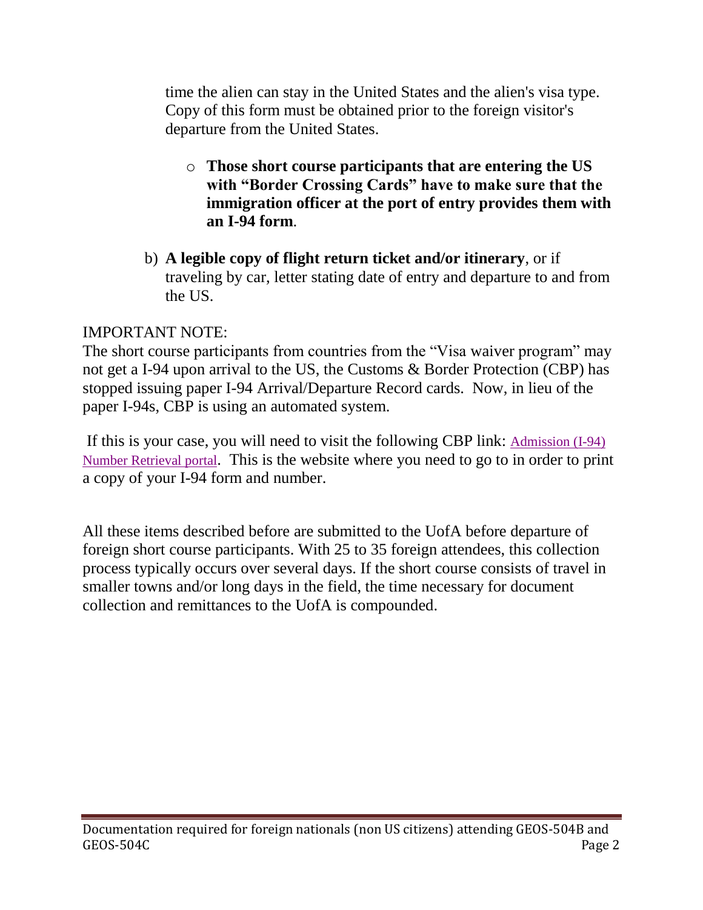time the alien can stay in the United States and the alien's visa type. Copy of this form must be obtained prior to the foreign visitor's departure from the United States.

  - **Those short course participants that are entering the US with “Border Crossing Cards” have to make sure that the immigration officer at the port of entry provides them with an I-94 form**.

b) **A legible copy of flight return ticket and/or itinerary**, or if traveling by car, letter stating date of entry and departure to and from the US.

IMPORTANT NOTE:
The short course participants from countries from the “Visa waiver program” may not get a I-94 upon arrival to the US, the Customs & Border Protection (CBP) has stopped issuing paper I-94 Arrival/Departure Record cards. Now, in lieu of the paper I-94s, CBP is using an automated system.

If this is your case, you will need to visit the following CBP link: Admission (I-94) Number Retrieval portal. This is the website where you need to go to in order to print a copy of your I-94 form and number.

All these items described before are submitted to the UofA before departure of foreign short course participants. With 25 to 35 foreign attendees, this collection process typically occurs over several days. If the short course consists of travel in smaller towns and/or long days in the field, the time necessary for document collection and remittances to the UofA is compounded.